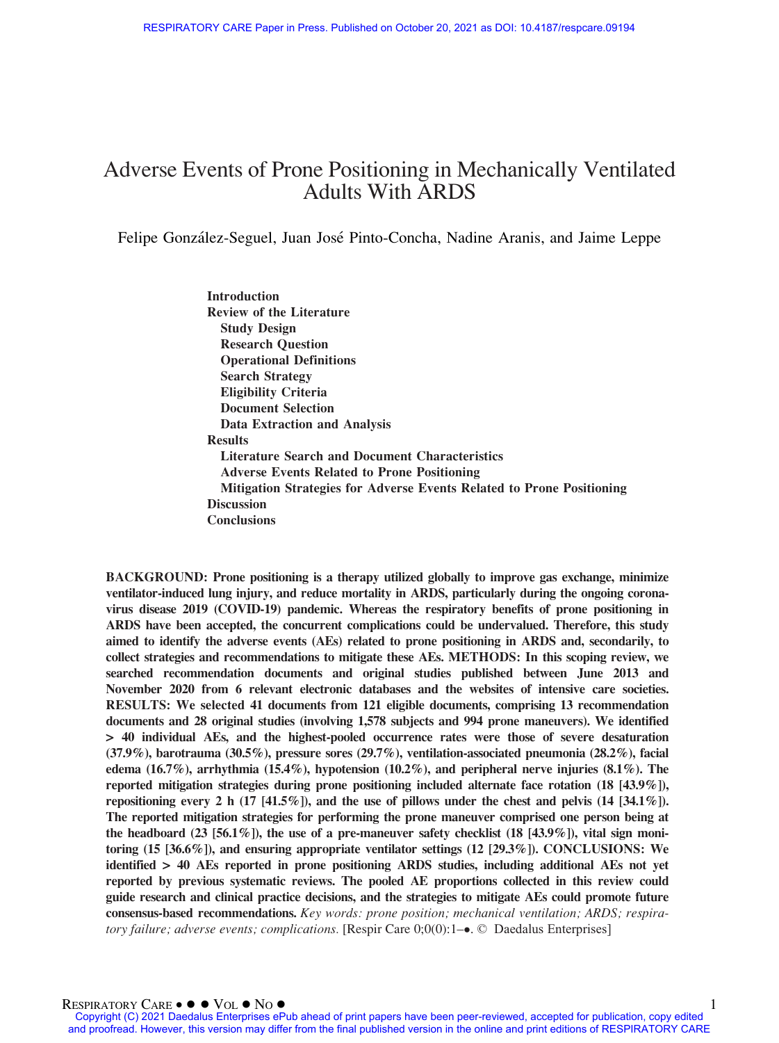# Adverse Events of Prone Positioning in Mechanically Ventilated Adults With ARDS

Felipe González-Seguel, Juan José Pinto-Concha, Nadine Aranis, and Jaime Leppe

**Introduction**
**Review of the Literature**
  **Study Design**
  **Research Question**
  **Operational Definitions**
  **Search Strategy**
  **Eligibility Criteria**
  **Document Selection**
  **Data Extraction and Analysis**
**Results**
  **Literature Search and Document Characteristics**
  **Adverse Events Related to Prone Positioning**
  **Mitigation Strategies for Adverse Events Related to Prone Positioning**
**Discussion**
**Conclusions**

**BACKGROUND: Prone positioning is a therapy utilized globally to improve gas exchange, minimize ventilator-induced lung injury, and reduce mortality in ARDS, particularly during the ongoing coronavirus disease 2019 (COVID-19) pandemic. Whereas the respiratory benefits of prone positioning in ARDS have been accepted, the concurrent complications could be undervalued. Therefore, this study aimed to identify the adverse events (AEs) related to prone positioning in ARDS and, secondarily, to collect strategies and recommendations to mitigate these AEs. METHODS: In this scoping review, we searched recommendation documents and original studies published between June 2013 and November 2020 from 6 relevant electronic databases and the websites of intensive care societies. RESULTS: We selected 41 documents from 121 eligible documents, comprising 13 recommendation documents and 28 original studies (involving 1,578 subjects and 994 prone maneuvers). We identified > 40 individual AEs, and the highest-pooled occurrence rates were those of severe desaturation (37.9%), barotrauma (30.5%), pressure sores (29.7%), ventilation-associated pneumonia (28.2%), facial edema (16.7%), arrhythmia (15.4%), hypotension (10.2%), and peripheral nerve injuries (8.1%). The reported mitigation strategies during prone positioning included alternate face rotation (18 [43.9%]), repositioning every 2 h (17 [41.5%]), and the use of pillows under the chest and pelvis (14 [34.1%]). The reported mitigation strategies for performing the prone maneuver comprised one person being at the headboard (23 [56.1%]), the use of a pre-maneuver safety checklist (18 [43.9%]), vital sign monitoring (15 [36.6%]), and ensuring appropriate ventilator settings (12 [29.3%]). CONCLUSIONS: We identified > 40 AEs reported in prone positioning ARDS studies, including additional AEs not yet reported by previous systematic reviews. The pooled AE proportions collected in this review could guide research and clinical practice decisions, and the strategies to mitigate AEs could promote future consensus-based recommendations.** *Key words: prone position; mechanical ventilation; ARDS; respiratory failure; adverse events; complications.* [Respir Care 0;0(0):1–•. © Daedalus Enterprises]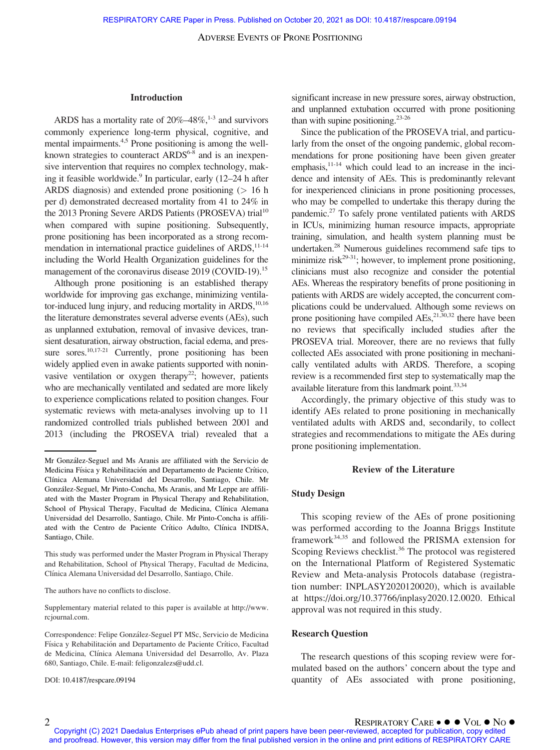## Introduction

ARDS has a mortality rate of 20%–48%,[1-3] and survivors commonly experience long-term physical, cognitive, and mental impairments.[4,5] Prone positioning is among the well-known strategies to counteract ARDS[6-8] and is an inexpensive intervention that requires no complex technology, making it feasible worldwide.[9] In particular, early (12–24 h after ARDS diagnosis) and extended prone positioning (> 16 h per d) demonstrated decreased mortality from 41 to 24% in the 2013 Proning Severe ARDS Patients (PROSEVA) trial[10] when compared with supine positioning. Subsequently, prone positioning has been incorporated as a strong recommendation in international practice guidelines of ARDS,[11-14] including the World Health Organization guidelines for the management of the coronavirus disease 2019 (COVID-19).[15]

Although prone positioning is an established therapy worldwide for improving gas exchange, minimizing ventilator-induced lung injury, and reducing mortality in ARDS,[10,16] the literature demonstrates several adverse events (AEs), such as unplanned extubation, removal of invasive devices, transient desaturation, airway obstruction, facial edema, and pressure sores.[10,17-21] Currently, prone positioning has been widely applied even in awake patients supported with noninvasive ventilation or oxygen therapy[22]; however, patients who are mechanically ventilated and sedated are more likely to experience complications related to position changes. Four systematic reviews with meta-analyses involving up to 11 randomized controlled trials published between 2001 and 2013 (including the PROSEVA trial) revealed that a significant increase in new pressure sores, airway obstruction, and unplanned extubation occurred with prone positioning than with supine positioning.[23-26]

Since the publication of the PROSEVA trial, and particularly from the onset of the ongoing pandemic, global recommendations for prone positioning have been given greater emphasis,[11-14] which could lead to an increase in the incidence and intensity of AEs. This is predominantly relevant for inexperienced clinicians in prone positioning processes, who may be compelled to undertake this therapy during the pandemic.[27] To safely prone ventilated patients with ARDS in ICUs, minimizing human resource impacts, appropriate training, simulation, and health system planning must be undertaken.[28] Numerous guidelines recommend safe tips to minimize risk[29-31]; however, to implement prone positioning, clinicians must also recognize and consider the potential AEs. Whereas the respiratory benefits of prone positioning in patients with ARDS are widely accepted, the concurrent complications could be undervalued. Although some reviews on prone positioning have compiled AEs,[21,30,32] there have been no reviews that specifically included studies after the PROSEVA trial. Moreover, there are no reviews that fully collected AEs associated with prone positioning in mechanically ventilated adults with ARDS. Therefore, a scoping review is a recommended first step to systematically map the available literature from this landmark point.[33,34]

Accordingly, the primary objective of this study was to identify AEs related to prone positioning in mechanically ventilated adults with ARDS and, secondarily, to collect strategies and recommendations to mitigate the AEs during prone positioning implementation.

## Review of the Literature

### Study Design

This scoping review of the AEs of prone positioning was performed according to the Joanna Briggs Institute framework[34,35] and followed the PRISMA extension for Scoping Reviews checklist.[36] The protocol was registered on the International Platform of Registered Systematic Review and Meta-analysis Protocols database (registration number: INPLASY2020120020), which is available at https://doi.org/10.37766/inplasy2020.12.0020. Ethical approval was not required in this study.

### Research Question

The research questions of this scoping review were formulated based on the authors' concern about the type and quantity of AEs associated with prone positioning,

---

Mr González-Seguel and Ms Aranis are affiliated with the Servicio de Medicina Física y Rehabilitación and Departamento de Paciente Crítico, Clínica Alemana Universidad del Desarrollo, Santiago, Chile. Mr González-Seguel, Mr Pinto-Concha, Ms Aranis, and Mr Leppe are affiliated with the Master Program in Physical Therapy and Rehabilitation, School of Physical Therapy, Facultad de Medicina, Clínica Alemana Universidad del Desarrollo, Santiago, Chile. Mr Pinto-Concha is affiliated with the Centro de Paciente Crítico Adulto, Clínica INDISA, Santiago, Chile.

This study was performed under the Master Program in Physical Therapy and Rehabilitation, School of Physical Therapy, Facultad de Medicina, Clínica Alemana Universidad del Desarrollo, Santiago, Chile.

The authors have no conflicts to disclose.

Supplementary material related to this paper is available at http://www.rcjournal.com.

Correspondence: Felipe González-Seguel PT MSc, Servicio de Medicina Física y Rehabilitación and Departamento de Paciente Crítico, Facultad de Medicina, Clínica Alemana Universidad del Desarrollo, Av. Plaza 680, Santiago, Chile. E-mail: feligonzalezs@udd.cl.

DOI: 10.4187/respcare.09194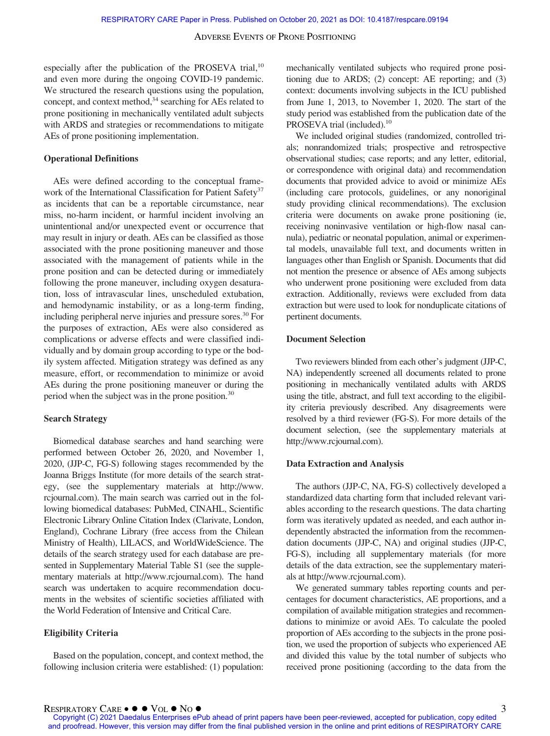especially after the publication of the PROSEVA trial,[10] and even more during the ongoing COVID-19 pandemic. We structured the research questions using the population, concept, and context method,[34] searching for AEs related to prone positioning in mechanically ventilated adult subjects with ARDS and strategies or recommendations to mitigate AEs of prone positioning implementation.

### Operational Definitions

AEs were defined according to the conceptual framework of the International Classification for Patient Safety[37] as incidents that can be a reportable circumstance, near miss, no-harm incident, or harmful incident involving an unintentional and/or unexpected event or occurrence that may result in injury or death. AEs can be classified as those associated with the prone positioning maneuver and those associated with the management of patients while in the prone position and can be detected during or immediately following the prone maneuver, including oxygen desaturation, loss of intravascular lines, unscheduled extubation, and hemodynamic instability, or as a long-term finding, including peripheral nerve injuries and pressure sores.[30] For the purposes of extraction, AEs were also considered as complications or adverse effects and were classified individually and by domain group according to type or the bodily system affected. Mitigation strategy was defined as any measure, effort, or recommendation to minimize or avoid AEs during the prone positioning maneuver or during the period when the subject was in the prone position.[30]

### Search Strategy

Biomedical database searches and hand searching were performed between October 26, 2020, and November 1, 2020, (JJP-C, FG-S) following stages recommended by the Joanna Briggs Institute (for more details of the search strategy, (see the supplementary materials at http://www.rcjournal.com). The main search was carried out in the following biomedical databases: PubMed, CINAHL, Scientific Electronic Library Online Citation Index (Clarivate, London, England), Cochrane Library (free access from the Chilean Ministry of Health), LILACS, and WorldWideScience. The details of the search strategy used for each database are presented in Supplementary Material Table S1 (see the supplementary materials at http://www.rcjournal.com). The hand search was undertaken to acquire recommendation documents in the websites of scientific societies affiliated with the World Federation of Intensive and Critical Care.

### Eligibility Criteria

Based on the population, concept, and context method, the following inclusion criteria were established: (1) population: mechanically ventilated subjects who required prone positioning due to ARDS; (2) concept: AE reporting; and (3) context: documents involving subjects in the ICU published from June 1, 2013, to November 1, 2020. The start of the study period was established from the publication date of the PROSEVA trial (included).[10]

We included original studies (randomized, controlled trials; nonrandomized trials; prospective and retrospective observational studies; case reports; and any letter, editorial, or correspondence with original data) and recommendation documents that provided advice to avoid or minimize AEs (including care protocols, guidelines, or any nonoriginal study providing clinical recommendations). The exclusion criteria were documents on awake prone positioning (ie, receiving noninvasive ventilation or high-flow nasal cannula), pediatric or neonatal population, animal or experimental models, unavailable full text, and documents written in languages other than English or Spanish. Documents that did not mention the presence or absence of AEs among subjects who underwent prone positioning were excluded from data extraction. Additionally, reviews were excluded from data extraction but were used to look for nonduplicate citations of pertinent documents.

### Document Selection

Two reviewers blinded from each other's judgment (JJP-C, NA) independently screened all documents related to prone positioning in mechanically ventilated adults with ARDS using the title, abstract, and full text according to the eligibility criteria previously described. Any disagreements were resolved by a third reviewer (FG-S). For more details of the document selection, (see the supplementary materials at http://www.rcjournal.com).

### Data Extraction and Analysis

The authors (JJP-C, NA, FG-S) collectively developed a standardized data charting form that included relevant variables according to the research questions. The data charting form was iteratively updated as needed, and each author independently abstracted the information from the recommendation documents (JJP-C, NA) and original studies (JJP-C, FG-S), including all supplementary materials (for more details of the data extraction, see the supplementary materials at http://www.rcjournal.com).

We generated summary tables reporting counts and percentages for document characteristics, AE proportions, and a compilation of available mitigation strategies and recommendations to minimize or avoid AEs. To calculate the pooled proportion of AEs according to the subjects in the prone position, we used the proportion of subjects who experienced AE and divided this value by the total number of subjects who received prone positioning (according to the data from the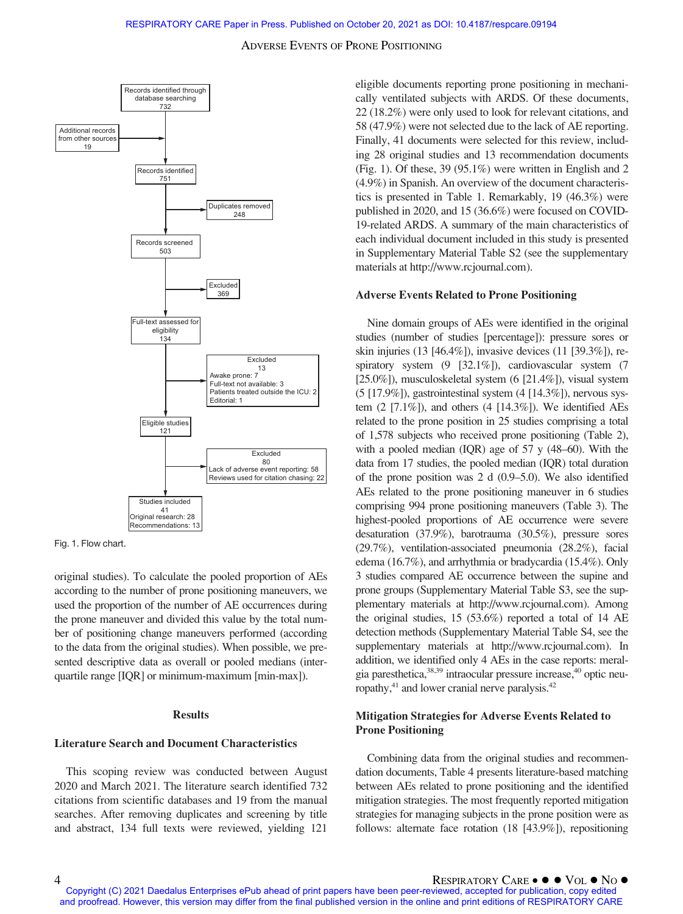Fig. 1. Flow chart.

original studies). To calculate the pooled proportion of AEs according to the number of prone positioning maneuvers, we used the proportion of the number of AE occurrences during the prone maneuver and divided this value by the total number of positioning change maneuvers performed (according to the data from the original studies). When possible, we presented descriptive data as overall or pooled medians (interquartile range [IQR] or minimum-maximum [min-max]).

## Results

### Literature Search and Document Characteristics

This scoping review was conducted between August 2020 and March 2021. The literature search identified 732 citations from scientific databases and 19 from the manual searches. After removing duplicates and screening by title and abstract, 134 full texts were reviewed, yielding 121 eligible documents reporting prone positioning in mechanically ventilated subjects with ARDS. Of these documents, 22 (18.2%) were only used to look for relevant citations, and 58 (47.9%) were not selected due to the lack of AE reporting. Finally, 41 documents were selected for this review, including 28 original studies and 13 recommendation documents (Fig. 1). Of these, 39 (95.1%) were written in English and 2 (4.9%) in Spanish. An overview of the document characteristics is presented in Table 1. Remarkably, 19 (46.3%) were published in 2020, and 15 (36.6%) were focused on COVID-19-related ARDS. A summary of the main characteristics of each individual document included in this study is presented in Supplementary Material Table S2 (see the supplementary materials at http://www.rcjournal.com).

### Adverse Events Related to Prone Positioning

Nine domain groups of AEs were identified in the original studies (number of studies [percentage]): pressure sores or skin injuries (13 [46.4%]), invasive devices (11 [39.3%]), respiratory system (9 [32.1%]), cardiovascular system (7 [25.0%]), musculoskeletal system (6 [21.4%]), visual system (5 [17.9%]), gastrointestinal system (4 [14.3%]), nervous system (2 [7.1%]), and others (4 [14.3%]). We identified AEs related to the prone position in 25 studies comprising a total of 1,578 subjects who received prone positioning (Table 2), with a pooled median (IQR) age of 57 y (48–60). With the data from 17 studies, the pooled median (IQR) total duration of the prone position was 2 d (0.9–5.0). We also identified AEs related to the prone positioning maneuver in 6 studies comprising 994 prone positioning maneuvers (Table 3). The highest-pooled proportions of AE occurrence were severe desaturation (37.9%), barotrauma (30.5%), pressure sores (29.7%), ventilation-associated pneumonia (28.2%), facial edema (16.7%), and arrhythmia or bradycardia (15.4%). Only 3 studies compared AE occurrence between the supine and prone groups (Supplementary Material Table S3, see the supplementary materials at http://www.rcjournal.com). Among the original studies, 15 (53.6%) reported a total of 14 AE detection methods (Supplementary Material Table S4, see the supplementary materials at http://www.rcjournal.com). In addition, we identified only 4 AEs in the case reports: meralgia paresthetica,[38,39] intraocular pressure increase,[40] optic neuropathy,[41] and lower cranial nerve paralysis.[42]

### Mitigation Strategies for Adverse Events Related to Prone Positioning

Combining data from the original studies and recommendation documents, Table 4 presents literature-based matching between AEs related to prone positioning and the identified mitigation strategies. The most frequently reported mitigation strategies for managing subjects in the prone position were as follows: alternate face rotation (18 [43.9%]), repositioning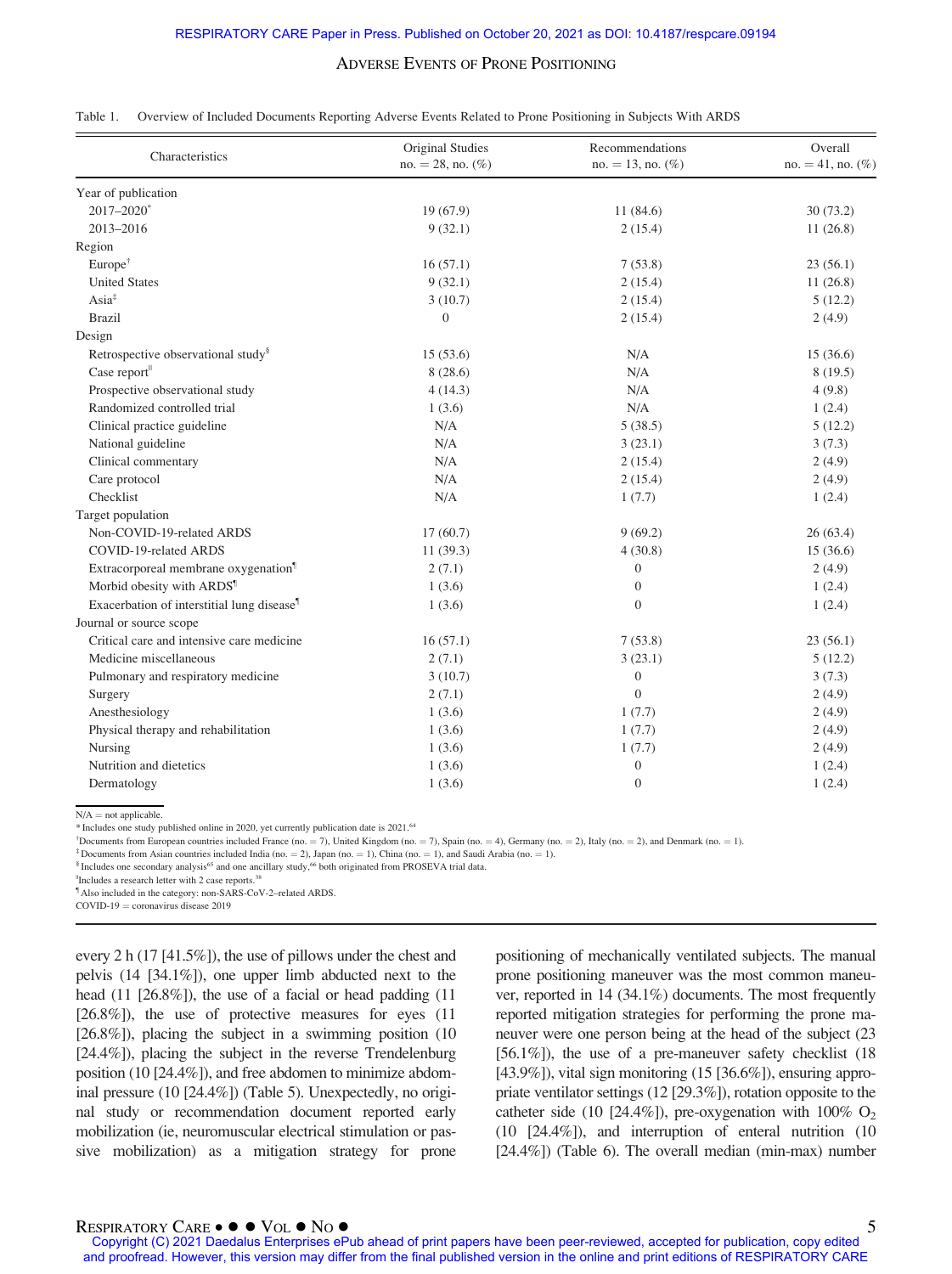Table 1. Overview of Included Documents Reporting Adverse Events Related to Prone Positioning in Subjects With ARDS

| Characteristics | Original Studies no. = 28, no. (%) | Recommendations no. = 13, no. (%) | Overall no. = 41, no. (%) |
|---|---|---|---|
| Year of publication | | | |
| 2017–2020* | 19 (67.9) | 11 (84.6) | 30 (73.2) |
| 2013–2016 | 9 (32.1) | 2 (15.4) | 11 (26.8) |
| Region | | | |
| Europe† | 16 (57.1) | 7 (53.8) | 23 (56.1) |
| United States | 9 (32.1) | 2 (15.4) | 11 (26.8) |
| Asia‡ | 3 (10.7) | 2 (15.4) | 5 (12.2) |
| Brazil | 0 | 2 (15.4) | 2 (4.9) |
| Design | | | |
| Retrospective observational study§ | 15 (53.6) | N/A | 15 (36.6) |
| Case report‖ | 8 (28.6) | N/A | 8 (19.5) |
| Prospective observational study | 4 (14.3) | N/A | 4 (9.8) |
| Randomized controlled trial | 1 (3.6) | N/A | 1 (2.4) |
| Clinical practice guideline | N/A | 5 (38.5) | 5 (12.2) |
| National guideline | N/A | 3 (23.1) | 3 (7.3) |
| Clinical commentary | N/A | 2 (15.4) | 2 (4.9) |
| Care protocol | N/A | 2 (15.4) | 2 (4.9) |
| Checklist | N/A | 1 (7.7) | 1 (2.4) |
| Target population | | | |
| Non-COVID-19-related ARDS | 17 (60.7) | 9 (69.2) | 26 (63.4) |
| COVID-19-related ARDS | 11 (39.3) | 4 (30.8) | 15 (36.6) |
| Extracorporeal membrane oxygenation¶ | 2 (7.1) | 0 | 2 (4.9) |
| Morbid obesity with ARDS¶ | 1 (3.6) | 0 | 1 (2.4) |
| Exacerbation of interstitial lung disease¶ | 1 (3.6) | 0 | 1 (2.4) |
| Journal or source scope | | | |
| Critical care and intensive care medicine | 16 (57.1) | 7 (53.8) | 23 (56.1) |
| Medicine miscellaneous | 2 (7.1) | 3 (23.1) | 5 (12.2) |
| Pulmonary and respiratory medicine | 3 (10.7) | 0 | 3 (7.3) |
| Surgery | 2 (7.1) | 0 | 2 (4.9) |
| Anesthesiology | 1 (3.6) | 1 (7.7) | 2 (4.9) |
| Physical therapy and rehabilitation | 1 (3.6) | 1 (7.7) | 2 (4.9) |
| Nursing | 1 (3.6) | 1 (7.7) | 2 (4.9) |
| Nutrition and dietetics | 1 (3.6) | 0 | 1 (2.4) |
| Dermatology | 1 (3.6) | 0 | 1 (2.4) |

N/A = not applicable.
\* Includes one study published online in 2020, yet currently publication date is 2021.[64]
† Documents from European countries included France (no. = 7), United Kingdom (no. = 7), Spain (no. = 4), Germany (no. = 2), Italy (no. = 2), and Denmark (no. = 1).
‡ Documents from Asian countries included India (no. = 2), Japan (no. = 1), China (no. = 1), and Saudi Arabia (no. = 1).
§ Includes one secondary analysis[65] and one ancillary study,[66] both originated from PROSEVA trial data.
‖ Includes a research letter with 2 case reports.[38]
¶ Also included in the category: non-SARS-CoV-2–related ARDS.
COVID-19 = coronavirus disease 2019

every 2 h (17 [41.5%]), the use of pillows under the chest and pelvis (14 [34.1%]), one upper limb abducted next to the head (11 [26.8%]), the use of a facial or head padding (11 [26.8%]), the use of protective measures for eyes (11 [26.8%]), placing the subject in a swimming position (10 [24.4%]), placing the subject in the reverse Trendelenburg position (10 [24.4%]), and free abdomen to minimize abdominal pressure (10 [24.4%]) (Table 5). Unexpectedly, no original study or recommendation document reported early mobilization (ie, neuromuscular electrical stimulation or passive mobilization) as a mitigation strategy for prone positioning of mechanically ventilated subjects. The manual prone positioning maneuver was the most common maneuver, reported in 14 (34.1%) documents. The most frequently reported mitigation strategies for performing the prone maneuver were one person being at the head of the subject (23 [56.1%]), the use of a pre-maneuver safety checklist (18 [43.9%]), vital sign monitoring (15 [36.6%]), ensuring appropriate ventilator settings (12 [29.3%]), rotation opposite to the catheter side (10 [24.4%]), pre-oxygenation with 100% $O_2$ (10 [24.4%]), and interruption of enteral nutrition (10 [24.4%]) (Table 6). The overall median (min-max) number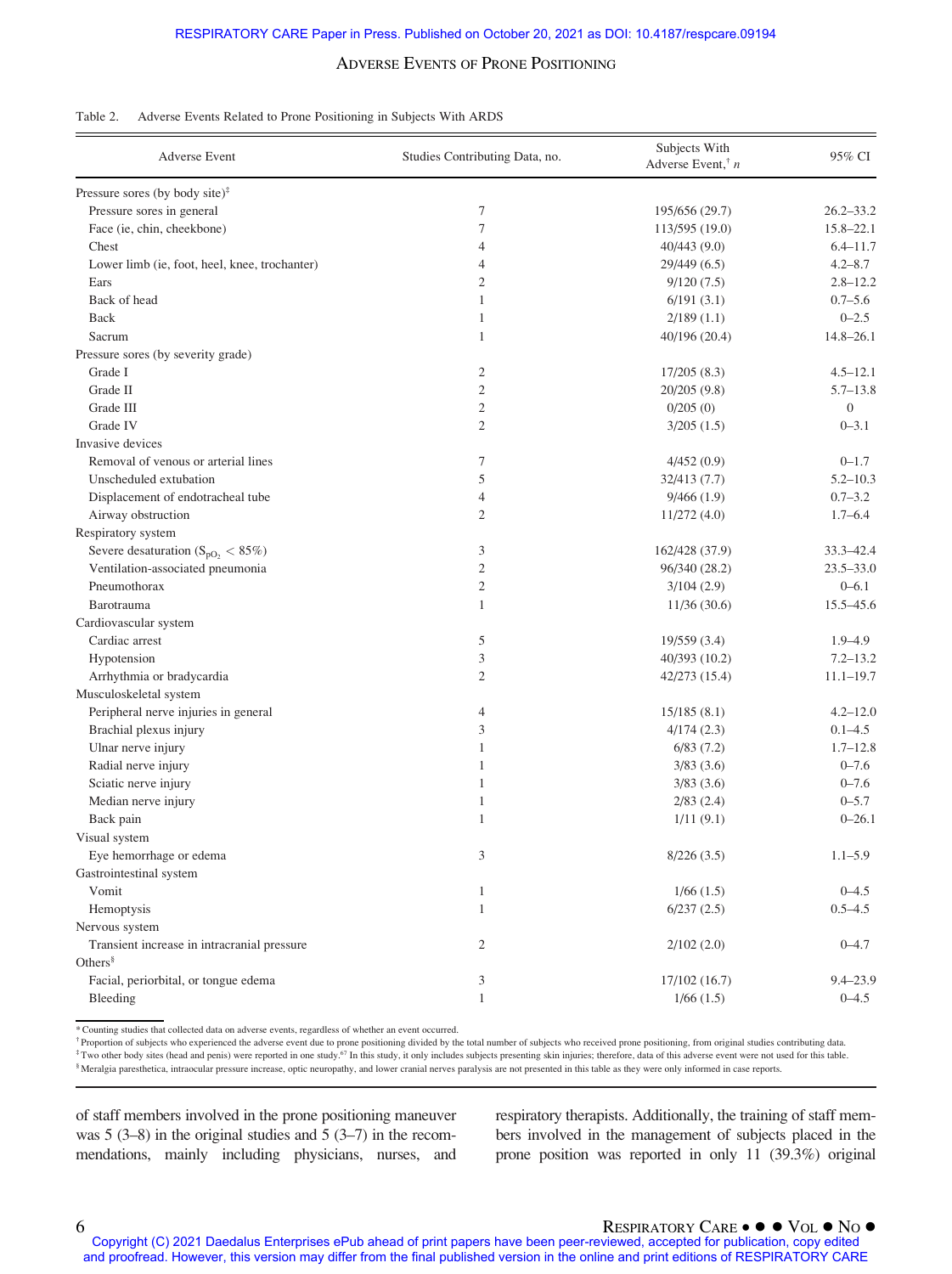Table 2. Adverse Events Related to Prone Positioning in Subjects With ARDS

| Adverse Event | Studies Contributing Data, no. | Subjects With Adverse Event,[†] n | 95% CI |
|---|---|---|---|
| Pressure sores (by body site)[‡] | | | |
| Pressure sores in general | 7 | 195/656 (29.7) | 26.2–33.2 |
| Face (ie, chin, cheekbone) | 7 | 113/595 (19.0) | 15.8–22.1 |
| Chest | 4 | 40/443 (9.0) | 6.4–11.7 |
| Lower limb (ie, foot, heel, knee, trochanter) | 4 | 29/449 (6.5) | 4.2–8.7 |
| Ears | 2 | 9/120 (7.5) | 2.8–12.2 |
| Back of head | 1 | 6/191 (3.1) | 0.7–5.6 |
| Back | 1 | 2/189 (1.1) | 0–2.5 |
| Sacrum | 1 | 40/196 (20.4) | 14.8–26.1 |
| Pressure sores (by severity grade) | | | |
| Grade I | 2 | 17/205 (8.3) | 4.5–12.1 |
| Grade II | 2 | 20/205 (9.8) | 5.7–13.8 |
| Grade III | 2 | 0/205 (0) | 0 |
| Grade IV | 2 | 3/205 (1.5) | 0–3.1 |
| Invasive devices | | | |
| Removal of venous or arterial lines | 7 | 4/452 (0.9) | 0–1.7 |
| Unscheduled extubation | 5 | 32/413 (7.7) | 5.2–10.3 |
| Displacement of endotracheal tube | 4 | 9/466 (1.9) | 0.7–3.2 |
| Airway obstruction | 2 | 11/272 (4.0) | 1.7–6.4 |
| Respiratory system | | | |
| Severe desaturation ($S_{pO_2}$ < 85%) | 3 | 162/428 (37.9) | 33.3–42.4 |
| Ventilation-associated pneumonia | 2 | 96/340 (28.2) | 23.5–33.0 |
| Pneumothorax | 2 | 3/104 (2.9) | 0–6.1 |
| Barotrauma | 1 | 11/36 (30.6) | 15.5–45.6 |
| Cardiovascular system | | | |
| Cardiac arrest | 5 | 19/559 (3.4) | 1.9–4.9 |
| Hypotension | 3 | 40/393 (10.2) | 7.2–13.2 |
| Arrhythmia or bradycardia | 2 | 42/273 (15.4) | 11.1–19.7 |
| Musculoskeletal system | | | |
| Peripheral nerve injuries in general | 4 | 15/185 (8.1) | 4.2–12.0 |
| Brachial plexus injury | 3 | 4/174 (2.3) | 0.1–4.5 |
| Ulnar nerve injury | 1 | 6/83 (7.2) | 1.7–12.8 |
| Radial nerve injury | 1 | 3/83 (3.6) | 0–7.6 |
| Sciatic nerve injury | 1 | 3/83 (3.6) | 0–7.6 |
| Median nerve injury | 1 | 2/83 (2.4) | 0–5.7 |
| Back pain | 1 | 1/11 (9.1) | 0–26.1 |
| Visual system | | | |
| Eye hemorrhage or edema | 3 | 8/226 (3.5) | 1.1–5.9 |
| Gastrointestinal system | | | |
| Vomit | 1 | 1/66 (1.5) | 0–4.5 |
| Hemoptysis | 1 | 6/237 (2.5) | 0.5–4.5 |
| Nervous system | | | |
| Transient increase in intracranial pressure | 2 | 2/102 (2.0) | 0–4.7 |
| Others[§] | | | |
| Facial, periorbital, or tongue edema | 3 | 17/102 (16.7) | 9.4–23.9 |
| Bleeding | 1 | 1/66 (1.5) | 0–4.5 |

\* Counting studies that collected data on adverse events, regardless of whether an event occurred.
† Proportion of subjects who experienced the adverse event due to prone positioning divided by the total number of subjects who received prone positioning, from original studies contributing data.
‡ Two other body sites (head and penis) were reported in one study.[67] In this study, it only includes subjects presenting skin injuries; therefore, data of this adverse event were not used for this table.
§ Meralgia paresthetica, intraocular pressure increase, optic neuropathy, and lower cranial nerves paralysis are not presented in this table as they were only informed in case reports.

of staff members involved in the prone positioning maneuver was 5 (3–8) in the original studies and 5 (3–7) in the recommendations, mainly including physicians, nurses, and respiratory therapists. Additionally, the training of staff members involved in the management of subjects placed in the prone position was reported in only 11 (39.3%) original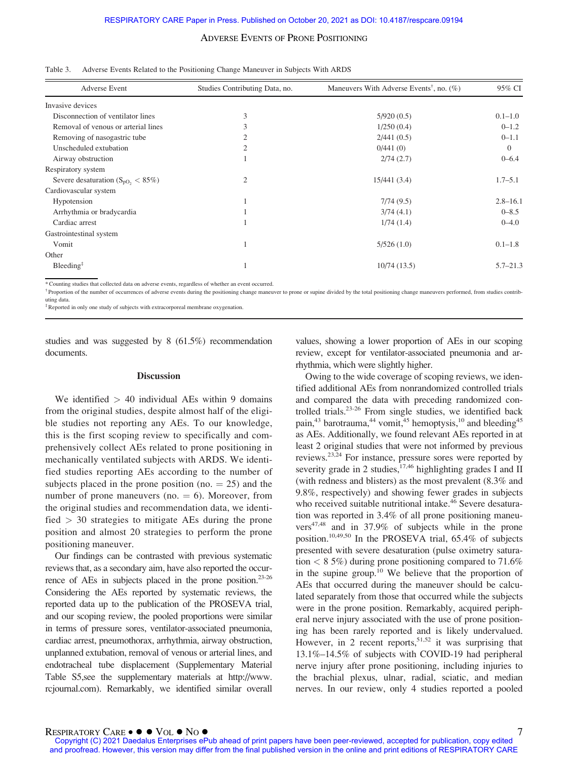Table 3. Adverse Events Related to the Positioning Change Maneuver in Subjects With ARDS

| Adverse Event | Studies Contributing Data, no. | Maneuvers With Adverse Events†, no. (%) | 95% CI |
|---|---|---|---|
| Invasive devices | | | |
| Disconnection of ventilator lines | 3 | 5/920 (0.5) | 0.1–1.0 |
| Removal of venous or arterial lines | 3 | 1/250 (0.4) | 0–1.2 |
| Removing of nasogastric tube | 2 | 2/441 (0.5) | 0–1.1 |
| Unscheduled extubation | 2 | 0/441 (0) | 0 |
| Airway obstruction | 1 | 2/74 (2.7) | 0–6.4 |
| Respiratory system | | | |
| Severe desaturation ($S_{pO_2}$ < 85%) | 2 | 15/441 (3.4) | 1.7–5.1 |
| Cardiovascular system | | | |
| Hypotension | 1 | 7/74 (9.5) | 2.8–16.1 |
| Arrhythmia or bradycardia | 1 | 3/74 (4.1) | 0–8.5 |
| Cardiac arrest | 1 | 1/74 (1.4) | 0–4.0 |
| Gastrointestinal system | | | |
| Vomit | 1 | 5/526 (1.0) | 0.1–1.8 |
| Other | | | |
| Bleeding‡ | 1 | 10/74 (13.5) | 5.7–21.3 |

* Counting studies that collected data on adverse events, regardless of whether an event occurred.
† Proportion of the number of occurrences of adverse events during the positioning change maneuver to prone or supine divided by the total positioning change maneuvers performed, from studies contributing data.
‡ Reported in only one study of subjects with extracorporeal membrane oxygenation.

studies and was suggested by 8 (61.5%) recommendation documents.

## Discussion

We identified > 40 individual AEs within 9 domains from the original studies, despite almost half of the eligible studies not reporting any AEs. To our knowledge, this is the first scoping review to specifically and comprehensively collect AEs related to prone positioning in mechanically ventilated subjects with ARDS. We identified studies reporting AEs according to the number of subjects placed in the prone position (no. = 25) and the number of prone maneuvers (no. = 6). Moreover, from the original studies and recommendation data, we identified > 30 strategies to mitigate AEs during the prone position and almost 20 strategies to perform the prone positioning maneuver.

Our findings can be contrasted with previous systematic reviews that, as a secondary aim, have also reported the occurrence of AEs in subjects placed in the prone position.[23-26] Considering the AEs reported by systematic reviews, the reported data up to the publication of the PROSEVA trial, and our scoping review, the pooled proportions were similar in terms of pressure sores, ventilator-associated pneumonia, cardiac arrest, pneumothorax, arrhythmia, airway obstruction, unplanned extubation, removal of venous or arterial lines, and endotracheal tube displacement (Supplementary Material Table S5,see the supplementary materials at http://www.rcjournal.com). Remarkably, we identified similar overall values, showing a lower proportion of AEs in our scoping review, except for ventilator-associated pneumonia and arrhythmia, which were slightly higher.

Owing to the wide coverage of scoping reviews, we identified additional AEs from nonrandomized controlled trials and compared the data with preceding randomized controlled trials.[23-26] From single studies, we identified back pain,[43] barotrauma,[44] vomit,[45] hemoptysis,[10] and bleeding[45] as AEs. Additionally, we found relevant AEs reported in at least 2 original studies that were not informed by previous reviews.[23,24] For instance, pressure sores were reported by severity grade in 2 studies,[17,46] highlighting grades I and II (with redness and blisters) as the most prevalent (8.3% and 9.8%, respectively) and showing fewer grades in subjects who received suitable nutritional intake.[46] Severe desaturation was reported in 3.4% of all prone positioning maneuvers[47,48] and in 37.9% of subjects while in the prone position.[10,49,50] In the PROSEVA trial, 65.4% of subjects presented with severe desaturation (pulse oximetry saturation < 8 5%) during prone positioning compared to 71.6% in the supine group.[10] We believe that the proportion of AEs that occurred during the maneuver should be calculated separately from those that occurred while the subjects were in the prone position. Remarkably, acquired peripheral nerve injury associated with the use of prone positioning has been rarely reported and is likely undervalued. However, in 2 recent reports,[51,52] it was surprising that 13.1%–14.5% of subjects with COVID-19 had peripheral nerve injury after prone positioning, including injuries to the brachial plexus, ulnar, radial, sciatic, and median nerves. In our review, only 4 studies reported a pooled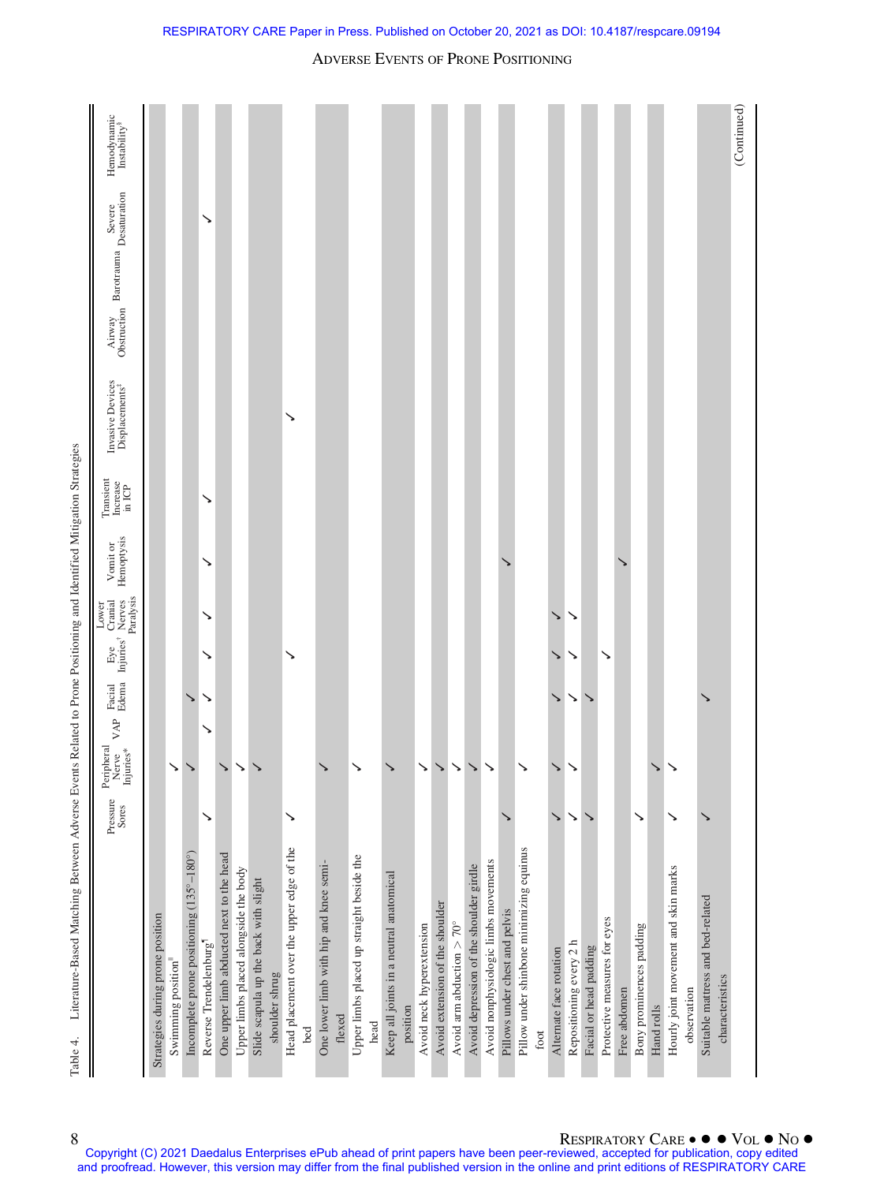Table 4. Literature-Based Matching Between Adverse Events Related to Prone Positioning and Identified Mitigation Strategies

| | Pressure Sores | Peripheral Nerve Injuries* | VAP | Facial Edema | Eye Injuries† | Lower Cranial Nerves Paralysis | Vomit or Hemoptysis | Transient Increase in ICP | Invasive Devices Displacements‡ | Airway Obstruction | Barotrauma | Severe Desaturation | Hemodynamic Instability§ |
|---|---|---|---|---|---|---|---|---|---|---|---|---|---|
| Strategies during prone position | | | | | | | | | | | | | |
| Swimming position‖ | | ✓ | | | | | | | | | | | |
| Incomplete prone positioning (135°–180°) | | ✓ | | ✓ | | | | | | | | | |
| Reverse Trendelenburg¶ | ✓ | | ✓ | ✓ | ✓ | ✓ | ✓ | ✓ | | | | ✓ | |
| One upper limb abducted next to the head | | ✓ | | | | | | | | | | | |
| Upper limbs placed alongside the body | | ✓ | | | | | | | | | | | |
| Slide scapula up the back with slight shoulder shrug | | ✓ | | | | | | | | | | | |
| Head placement over the upper edge of the bed | ✓ | | | | ✓ | | | | ✓ | | | | |
| One lower limb with hip and knee semi-flexed | | ✓ | | | | | | | | | | | |
| Upper limbs placed up straight beside the head | | ✓ | | | | | | | | | | | |
| Keep all joints in a neutral anatomical position | | ✓ | | | | | | | | | | | |
| Avoid neck hyperextension | | ✓ | | | | | | | | | | | |
| Avoid extension of the shoulder | | ✓ | | | | | | | | | | | |
| Avoid arm abduction > 70° | | ✓ | | | | | | | | | | | |
| Avoid depression of the shoulder girdle | | ✓ | | | | | | | | | | | |
| Avoid nonphysiologic limbs movements | | ✓ | | | | | | | | | | | |
| Pillows under chest and pelvis | ✓ | | | | | | ✓ | | | | | | |
| Pillow under shinbone minimizing equinus foot | | ✓ | | | | | | | | | | | |
| Alternate face rotation | ✓ | ✓ | | ✓ | ✓ | ✓ | | | | | | | |
| Repositioning every 2 h | ✓ | ✓ | | ✓ | ✓ | ✓ | | | | | | | |
| Facial or head padding | ✓ | | | ✓ | | | | | | | | | |
| Protective measures for eyes | | | | | ✓ | | | | | | | | |
| Free abdomen | | | | | | | ✓ | | | | | | |
| Bony prominences padding | ✓ | | | | | | | | | | | | |
| Hand rolls | | ✓ | | | | | | | | | | | |
| Hourly joint movement and skin marks observation | ✓ | ✓ | | | | | | | | | | | |
| Suitable mattress and bed-related characteristics | ✓ | | | ✓ | | | | | | | | | |

(Continued)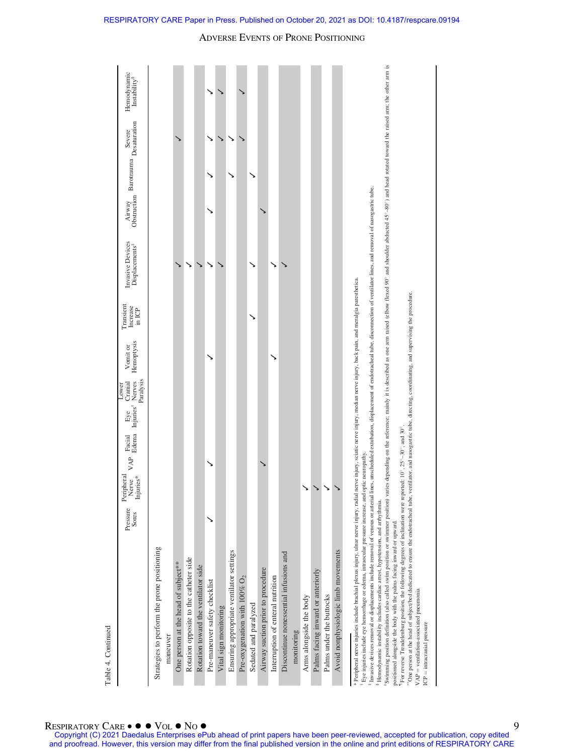Table 4. Continued

| | Pressure Sores | Peripheral Nerve Injuries* | VAP | Facial Edema | Eye Injuries† | Lower Cranial Nerves Paralysis | Vomit or Hemoptysis | Transient Increase in ICP | Invasive Devices Displacements‡ | Airway Obstruction | Barotrauma | Severe Desaturation | Hemodynamic Instability§ |
|---|---|---|---|---|---|---|---|---|---|---|---|---|---|
| Strategies to perform the prone positioning maneuver | | | | | | | | | | | | | |
| One person at the head of subject** | | | | | | | | | ✓ | | | ✓ | |
| Rotation opposite to the catheter side | | | | | | | | | ✓ | | | | |
| Rotation toward the ventilator side | | | | | | | | | ✓ | | | | |
| Pre-maneuver safety checklist | ✓ | | ✓ | | | | ✓ | | ✓ | ✓ | ✓ | ✓ | ✓ |
| Vital sign monitoring | | | | | | | | | ✓ | | | ✓ | ✓ |
| Ensuring appropriate ventilator settings | | | | | | | | | | | ✓ | ✓ | |
| Pre-oxygenation with 100% $O_2$ | | | | | | | | | | | | ✓ | ✓ |
| Sedated and paralyzed | | | | | | | | ✓ | ✓ | | ✓ | | |
| Airway suction prior to procedure | | | ✓ | | | | | | | ✓ | | | |
| Interruption of enteral nutrition | | | | | | | ✓ | | ✓ | | | | |
| Discontinue nonessential infusions and monitoring | | | | | | | | | ✓ | | | | |
| Arms alongside the body | | ✓ | | | | | | | | | | | |
| Palms facing inward or anteriorly | | ✓ | | | | | | | | | | | |
| Palms under the buttocks | | ✓ | | | | | | | | | | | |
| Avoid nonphysiologic limb movements | | ✓ | | | | | | | | | | | |

\* Peripheral nerve injuries include brachial plexus injury, ulnar nerve injury, radial nerve injury, sciatic nerve injury, median nerve injury, back pain, and meralgia paresthetica.
† Eye injuries include eye hemorrhage or edema, intraocular pressure increase, and optic neuropathy.
‡ Invasive devices removal or displacements include removal of venous or arterial lines, unscheduled extubation, displacement of endotracheal tube, disconnection of ventilator lines, and removal of nasogastric tube.
§ Hemodynamic instability includes cardiac arrest, hypotension, and arrhythmia.
‖ Swimming position definition (also called swim position or swimmer position) varies depending on the reference; mainly it is described as one arm raised (elbow flexed 90° and shoulder abducted 45°–80°) and head rotated toward the raised arm; the other arm is positioned alongside the body with the palms facing inward or upward.
¶ For reverse Trendelenburg position, the following degrees of inclination were reported: 10°, 25°–30°, and 30°.
\** One person at the head of subject/bed dedicated to ensure the endotracheal tube, ventilator, and nasogastric tube, directing, coordinating, and supervising the procedure.
VAP = ventilation-associated pneumonia
ICP = intracranial pressure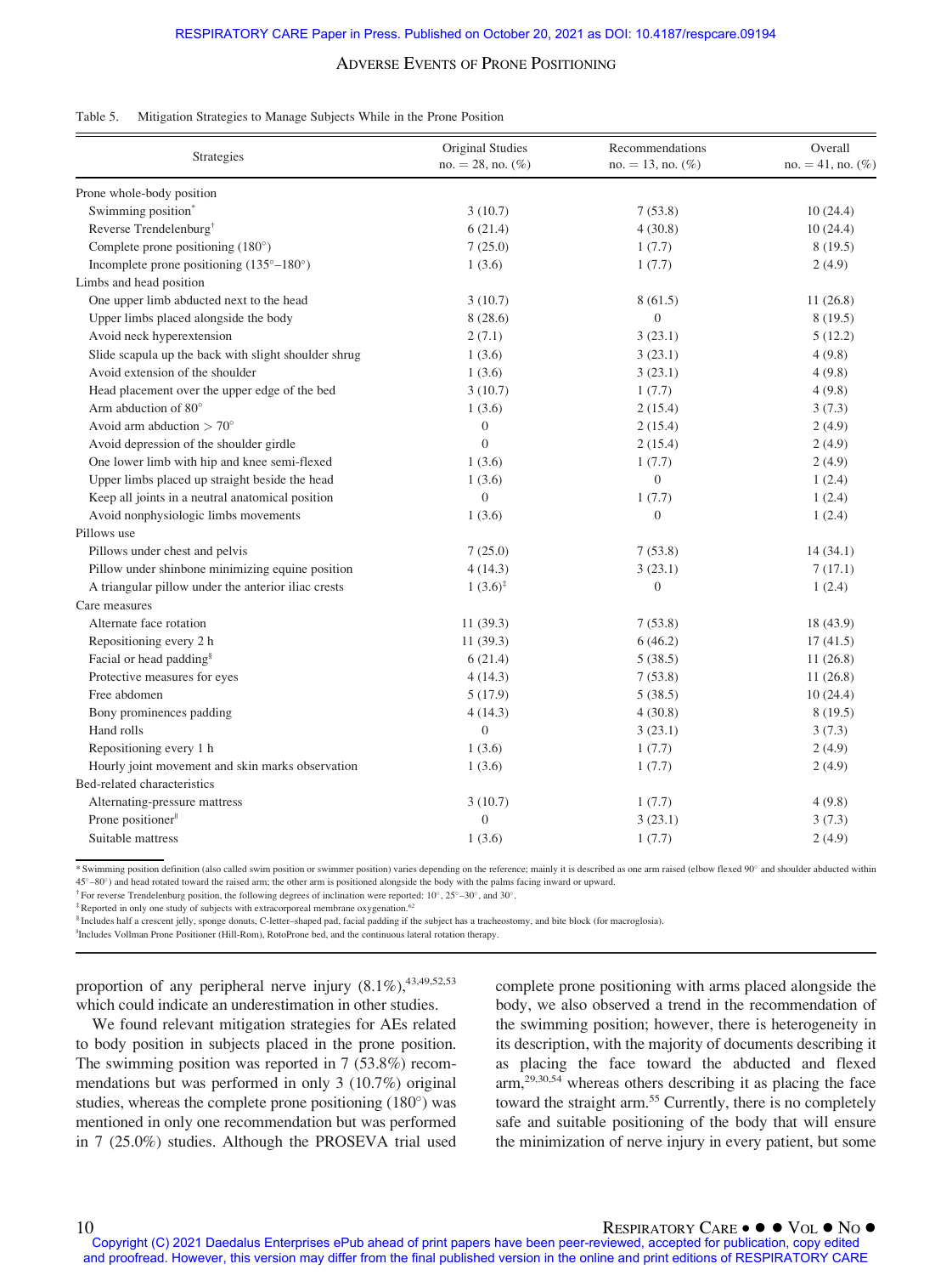Table 5. Mitigation Strategies to Manage Subjects While in the Prone Position

| Strategies | Original Studies no. = 28, no. (%) | Recommendations no. = 13, no. (%) | Overall no. = 41, no. (%) |
|---|---|---|---|
| Prone whole-body position | | | |
| Swimming position* | 3 (10.7) | 7 (53.8) | 10 (24.4) |
| Reverse Trendelenburg† | 6 (21.4) | 4 (30.8) | 10 (24.4) |
| Complete prone positioning (180°) | 7 (25.0) | 1 (7.7) | 8 (19.5) |
| Incomplete prone positioning (135°–180°) | 1 (3.6) | 1 (7.7) | 2 (4.9) |
| Limbs and head position | | | |
| One upper limb abducted next to the head | 3 (10.7) | 8 (61.5) | 11 (26.8) |
| Upper limbs placed alongside the body | 8 (28.6) | 0 | 8 (19.5) |
| Avoid neck hyperextension | 2 (7.1) | 3 (23.1) | 5 (12.2) |
| Slide scapula up the back with slight shoulder shrug | 1 (3.6) | 3 (23.1) | 4 (9.8) |
| Avoid extension of the shoulder | 1 (3.6) | 3 (23.1) | 4 (9.8) |
| Head placement over the upper edge of the bed | 3 (10.7) | 1 (7.7) | 4 (9.8) |
| Arm abduction of 80° | 1 (3.6) | 2 (15.4) | 3 (7.3) |
| Avoid arm abduction > 70° | 0 | 2 (15.4) | 2 (4.9) |
| Avoid depression of the shoulder girdle | 0 | 2 (15.4) | 2 (4.9) |
| One lower limb with hip and knee semi-flexed | 1 (3.6) | 1 (7.7) | 2 (4.9) |
| Upper limbs placed up straight beside the head | 1 (3.6) | 0 | 1 (2.4) |
| Keep all joints in a neutral anatomical position | 0 | 1 (7.7) | 1 (2.4) |
| Avoid nonphysiologic limbs movements | 1 (3.6) | 0 | 1 (2.4) |
| Pillows use | | | |
| Pillows under chest and pelvis | 7 (25.0) | 7 (53.8) | 14 (34.1) |
| Pillow under shinbone minimizing equine position | 4 (14.3) | 3 (23.1) | 7 (17.1) |
| A triangular pillow under the anterior iliac crests | 1 (3.6)‡ | 0 | 1 (2.4) |
| Care measures | | | |
| Alternate face rotation | 11 (39.3) | 7 (53.8) | 18 (43.9) |
| Repositioning every 2 h | 11 (39.3) | 6 (46.2) | 17 (41.5) |
| Facial or head padding§ | 6 (21.4) | 5 (38.5) | 11 (26.8) |
| Protective measures for eyes | 4 (14.3) | 7 (53.8) | 11 (26.8) |
| Free abdomen | 5 (17.9) | 5 (38.5) | 10 (24.4) |
| Bony prominences padding | 4 (14.3) | 4 (30.8) | 8 (19.5) |
| Hand rolls | 0 | 3 (23.1) | 3 (7.3) |
| Repositioning every 1 h | 1 (3.6) | 1 (7.7) | 2 (4.9) |
| Hourly joint movement and skin marks observation | 1 (3.6) | 1 (7.7) | 2 (4.9) |
| Bed-related characteristics | | | |
| Alternating-pressure mattress | 3 (10.7) | 1 (7.7) | 4 (9.8) |
| Prone positioner‖ | 0 | 3 (23.1) | 3 (7.3) |
| Suitable mattress | 1 (3.6) | 1 (7.7) | 2 (4.9) |

* Swimming position definition (also called swim position or swimmer position) varies depending on the reference; mainly it is described as one arm raised (elbow flexed 90° and shoulder abducted within 45°–80°) and head rotated toward the raised arm; the other arm is positioned alongside the body with the palms facing inward or upward.
† For reverse Trendelenburg position, the following degrees of inclination were reported: 10°, 25°–30°, and 30°.
‡ Reported in only one study of subjects with extracorporeal membrane oxygenation.[62]
§ Includes half a crescent jelly, sponge donuts, C-letter–shaped pad, facial padding if the subject has a tracheostomy, and bite block (for macroglosia).
‖ Includes Vollman Prone Positioner (Hill-Rom), RotoProne bed, and the continuous lateral rotation therapy.

proportion of any peripheral nerve injury (8.1%),[43,49,52,53] which could indicate an underestimation in other studies.

We found relevant mitigation strategies for AEs related to body position in subjects placed in the prone position. The swimming position was reported in 7 (53.8%) recommendations but was performed in only 3 (10.7%) original studies, whereas the complete prone positioning (180°) was mentioned in only one recommendation but was performed in 7 (25.0%) studies. Although the PROSEVA trial used complete prone positioning with arms placed alongside the body, we also observed a trend in the recommendation of the swimming position; however, there is heterogeneity in its description, with the majority of documents describing it as placing the face toward the abducted and flexed arm,[29,30,54] whereas others describing it as placing the face toward the straight arm.[55] Currently, there is no completely safe and suitable positioning of the body that will ensure the minimization of nerve injury in every patient, but some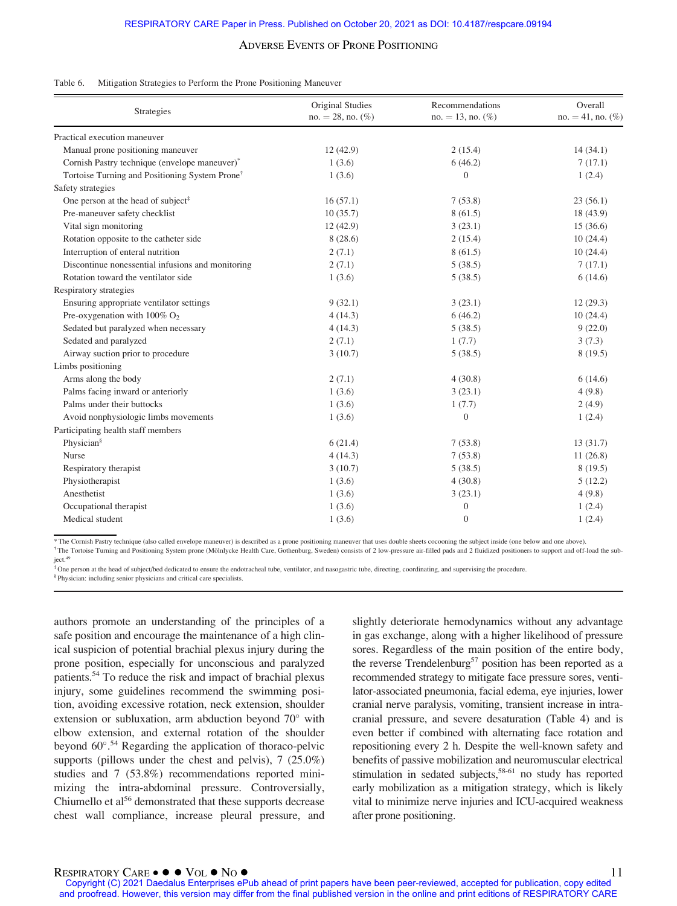Table 6. Mitigation Strategies to Perform the Prone Positioning Maneuver

| Strategies | Original Studies no. = 28, no. (%) | Recommendations no. = 13, no. (%) | Overall no. = 41, no. (%) |
|---|---|---|---|
| Practical execution maneuver | | | |
| Manual prone positioning maneuver | 12 (42.9) | 2 (15.4) | 14 (34.1) |
| Cornish Pastry technique (envelope maneuver)* | 1 (3.6) | 6 (46.2) | 7 (17.1) |
| Tortoise Turning and Positioning System Prone† | 1 (3.6) | 0 | 1 (2.4) |
| Safety strategies | | | |
| One person at the head of subject‡ | 16 (57.1) | 7 (53.8) | 23 (56.1) |
| Pre-maneuver safety checklist | 10 (35.7) | 8 (61.5) | 18 (43.9) |
| Vital sign monitoring | 12 (42.9) | 3 (23.1) | 15 (36.6) |
| Rotation opposite to the catheter side | 8 (28.6) | 2 (15.4) | 10 (24.4) |
| Interruption of enteral nutrition | 2 (7.1) | 8 (61.5) | 10 (24.4) |
| Discontinue nonessential infusions and monitoring | 2 (7.1) | 5 (38.5) | 7 (17.1) |
| Rotation toward the ventilator side | 1 (3.6) | 5 (38.5) | 6 (14.6) |
| Respiratory strategies | | | |
| Ensuring appropriate ventilator settings | 9 (32.1) | 3 (23.1) | 12 (29.3) |
| Pre-oxygenation with 100% $O_2$ | 4 (14.3) | 6 (46.2) | 10 (24.4) |
| Sedated but paralyzed when necessary | 4 (14.3) | 5 (38.5) | 9 (22.0) |
| Sedated and paralyzed | 2 (7.1) | 1 (7.7) | 3 (7.3) |
| Airway suction prior to procedure | 3 (10.7) | 5 (38.5) | 8 (19.5) |
| Limbs positioning | | | |
| Arms along the body | 2 (7.1) | 4 (30.8) | 6 (14.6) |
| Palms facing inward or anteriorly | 1 (3.6) | 3 (23.1) | 4 (9.8) |
| Palms under their buttocks | 1 (3.6) | 1 (7.7) | 2 (4.9) |
| Avoid nonphysiologic limbs movements | 1 (3.6) | 0 | 1 (2.4) |
| Participating health staff members | | | |
| Physician§ | 6 (21.4) | 7 (53.8) | 13 (31.7) |
| Nurse | 4 (14.3) | 7 (53.8) | 11 (26.8) |
| Respiratory therapist | 3 (10.7) | 5 (38.5) | 8 (19.5) |
| Physiotherapist | 1 (3.6) | 4 (30.8) | 5 (12.2) |
| Anesthetist | 1 (3.6) | 3 (23.1) | 4 (9.8) |
| Occupational therapist | 1 (3.6) | 0 | 1 (2.4) |
| Medical student | 1 (3.6) | 0 | 1 (2.4) |

* The Cornish Pastry technique (also called envelope maneuver) is described as a prone positioning maneuver that uses double sheets cocooning the subject inside (one below and one above).
† The Tortoise Turning and Positioning System prone (Mölnlycke Health Care, Gothenburg, Sweden) consists of 2 low-pressure air-filled pads and 2 fluidized positioners to support and off-load the subject.[49]
‡ One person at the head of subject/bed dedicated to ensure the endotracheal tube, ventilator, and nasogastric tube, directing, coordinating, and supervising the procedure.
§ Physician: including senior physicians and critical care specialists.

authors promote an understanding of the principles of a safe position and encourage the maintenance of a high clinical suspicion of potential brachial plexus injury during the prone position, especially for unconscious and paralyzed patients.[54] To reduce the risk and impact of brachial plexus injury, some guidelines recommend the swimming position, avoiding excessive rotation, neck extension, shoulder extension or subluxation, arm abduction beyond 70° with elbow extension, and external rotation of the shoulder beyond 60°.[54] Regarding the application of thoraco-pelvic supports (pillows under the chest and pelvis), 7 (25.0%) studies and 7 (53.8%) recommendations reported minimizing the intra-abdominal pressure. Controversially, Chiumello et al[56] demonstrated that these supports decrease chest wall compliance, increase pleural pressure, and slightly deteriorate hemodynamics without any advantage in gas exchange, along with a higher likelihood of pressure sores. Regardless of the main position of the entire body, the reverse Trendelenburg[57] position has been reported as a recommended strategy to mitigate face pressure sores, ventilator-associated pneumonia, facial edema, eye injuries, lower cranial nerve paralysis, vomiting, transient increase in intracranial pressure, and severe desaturation (Table 4) and is even better if combined with alternating face rotation and repositioning every 2 h. Despite the well-known safety and benefits of passive mobilization and neuromuscular electrical stimulation in sedated subjects,[58-61] no study has reported early mobilization as a mitigation strategy, which is likely vital to minimize nerve injuries and ICU-acquired weakness after prone positioning.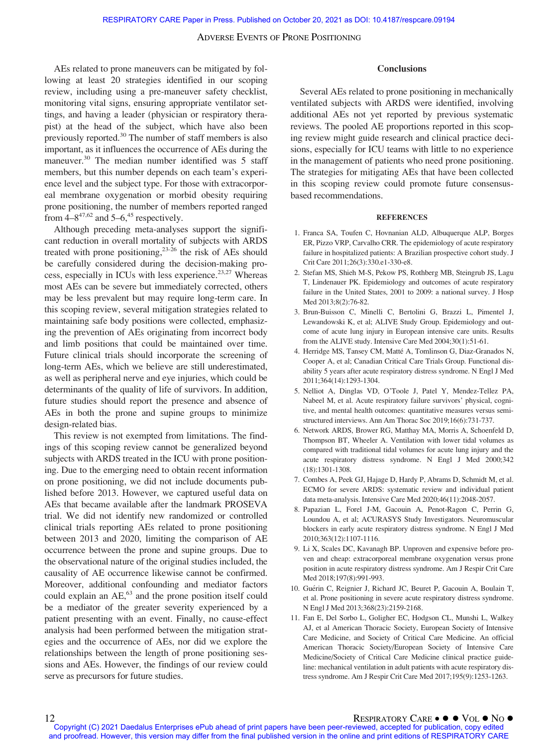AEs related to prone maneuvers can be mitigated by following at least 20 strategies identified in our scoping review, including using a pre-maneuver safety checklist, monitoring vital signs, ensuring appropriate ventilator settings, and having a leader (physician or respiratory therapist) at the head of the subject, which have also been previously reported.[30] The number of staff members is also important, as it influences the occurrence of AEs during the maneuver.[30] The median number identified was 5 staff members, but this number depends on each team's experience level and the subject type. For those with extracorporeal membrane oxygenation or morbid obesity requiring prone positioning, the number of members reported ranged from 4–8[47,62] and 5–6,[45] respectively.

Although preceding meta-analyses support the significant reduction in overall mortality of subjects with ARDS treated with prone positioning,[23-26] the risk of AEs should be carefully considered during the decision-making process, especially in ICUs with less experience.[23,27] Whereas most AEs can be severe but immediately corrected, others may be less prevalent but may require long-term care. In this scoping review, several mitigation strategies related to maintaining safe body positions were collected, emphasizing the prevention of AEs originating from incorrect body and limb positions that could be maintained over time. Future clinical trials should incorporate the screening of long-term AEs, which we believe are still underestimated, as well as peripheral nerve and eye injuries, which could be determinants of the quality of life of survivors. In addition, future studies should report the presence and absence of AEs in both the prone and supine groups to minimize design-related bias.

This review is not exempted from limitations. The findings of this scoping review cannot be generalized beyond subjects with ARDS treated in the ICU with prone positioning. Due to the emerging need to obtain recent information on prone positioning, we did not include documents published before 2013. However, we captured useful data on AEs that became available after the landmark PROSEVA trial. We did not identify new randomized or controlled clinical trials reporting AEs related to prone positioning between 2013 and 2020, limiting the comparison of AE occurrence between the prone and supine groups. Due to the observational nature of the original studies included, the causality of AE occurrence likewise cannot be confirmed. Moreover, additional confounding and mediator factors could explain an AE,[63] and the prone position itself could be a mediator of the greater severity experienced by a patient presenting with an event. Finally, no cause-effect analysis had been performed between the mitigation strategies and the occurrence of AEs, nor did we explore the relationships between the length of prone positioning sessions and AEs. However, the findings of our review could serve as precursors for future studies.

## Conclusions

Several AEs related to prone positioning in mechanically ventilated subjects with ARDS were identified, involving additional AEs not yet reported by previous systematic reviews. The pooled AE proportions reported in this scoping review might guide research and clinical practice decisions, especially for ICU teams with little to no experience in the management of patients who need prone positioning. The strategies for mitigating AEs that have been collected in this scoping review could promote future consensus-based recommendations.

### REFERENCES

1. Franca SA, Toufen C, Hovnanian ALD, Albuquerque ALP, Borges ER, Pizzo VRP, Carvalho CRR. The epidemiology of acute respiratory failure in hospitalized patients: A Brazilian prospective cohort study. J Crit Care 2011;26(3):330.e1-330-e8.
2. Stefan MS, Shieh M-S, Pekow PS, Rothberg MB, Steingrub JS, Lagu T, Lindenauer PK. Epidemiology and outcomes of acute respiratory failure in the United States, 2001 to 2009: a national survey. J Hosp Med 2013;8(2):76-82.
3. Brun-Buisson C, Minelli C, Bertolini G, Brazzi L, Pimentel J, Lewandowski K, et al; ALIVE Study Group. Epidemiology and outcome of acute lung injury in European intensive care units. Results from the ALIVE study. Intensive Care Med 2004;30(1):51-61.
4. Herridge MS, Tansey CM, Matté A, Tomlinson G, Diaz-Granados N, Cooper A, et al; Canadian Critical Care Trials Group. Functional disability 5 years after acute respiratory distress syndrome. N Engl J Med 2011;364(14):1293-1304.
5. Nelliot A, Dinglas VD, O'Toole J, Patel Y, Mendez-Tellez PA, Nabeel M, et al. Acute respiratory failure survivors' physical, cognitive, and mental health outcomes: quantitative measures versus semi-structured interviews. Ann Am Thorac Soc 2019;16(6):731-737.
6. Network ARDS, Brower RG, Matthay MA, Morris A, Schoenfeld D, Thompson BT, Wheeler A. Ventilation with lower tidal volumes as compared with traditional tidal volumes for acute lung injury and the acute respiratory distress syndrome. N Engl J Med 2000;342(18):1301-1308.
7. Combes A, Peek GJ, Hajage D, Hardy P, Abrams D, Schmidt M, et al. ECMO for severe ARDS: systematic review and individual patient data meta-analysis. Intensive Care Med 2020;46(11):2048-2057.
8. Papazian L, Forel J-M, Gacouin A, Penot-Ragon C, Perrin G, Loundou A, et al; ACURASYS Study Investigators. Neuromuscular blockers in early acute respiratory distress syndrome. N Engl J Med 2010;363(12):1107-1116.
9. Li X, Scales DC, Kavanagh BP. Unproven and expensive before proven and cheap: extracorporeal membrane oxygenation versus prone position in acute respiratory distress syndrome. Am J Respir Crit Care Med 2018;197(8):991-993.
10. Guérin C, Reignier J, Richard JC, Beuret P, Gacouin A, Boulain T, et al. Prone positioning in severe acute respiratory distress syndrome. N Engl J Med 2013;368(23):2159-2168.
11. Fan E, Del Sorbo L, Goligher EC, Hodgson CL, Munshi L, Walkey AJ, et al American Thoracic Society, European Society of Intensive Care Medicine, and Society of Critical Care Medicine. An official American Thoracic Society/European Society of Intensive Care Medicine/Society of Critical Care Medicine clinical practice guideline: mechanical ventilation in adult patients with acute respiratory distress syndrome. Am J Respir Crit Care Med 2017;195(9):1253-1263.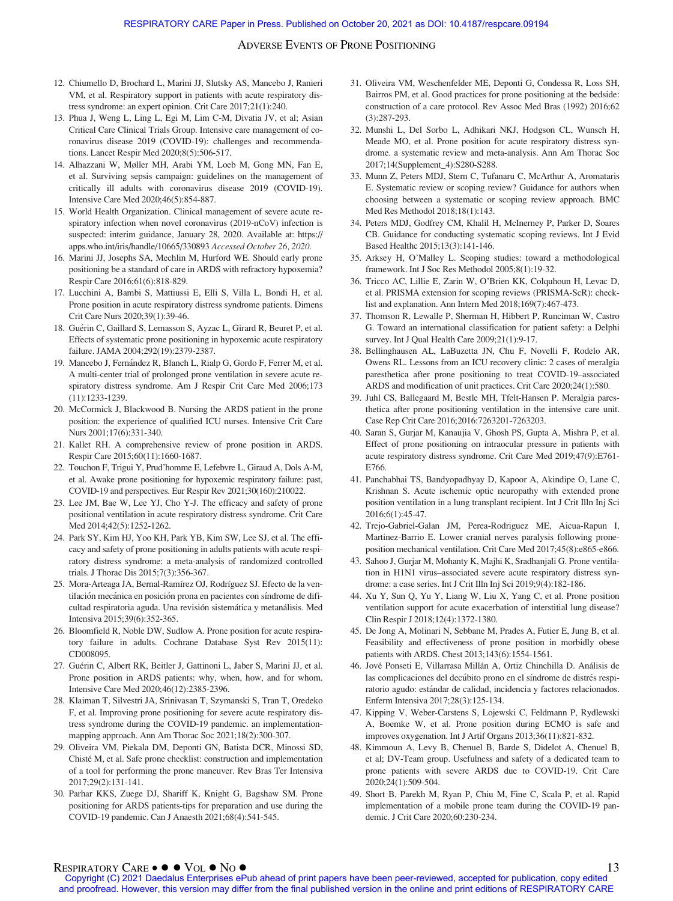12. Chiumello D, Brochard L, Marini JJ, Slutsky AS, Mancebo J, Ranieri VM, et al. Respiratory support in patients with acute respiratory distress syndrome: an expert opinion. Crit Care 2017;21(1):240.
13. Phua J, Weng L, Ling L, Egi M, Lim C-M, Divatia JV, et al; Asian Critical Care Clinical Trials Group. Intensive care management of coronavirus disease 2019 (COVID-19): challenges and recommendations. Lancet Respir Med 2020;8(5):506-517.
14. Alhazzani W, Møller MH, Arabi YM, Loeb M, Gong MN, Fan E, et al. Surviving sepsis campaign: guidelines on the management of critically ill adults with coronavirus disease 2019 (COVID-19). Intensive Care Med 2020;46(5):854-887.
15. World Health Organization. Clinical management of severe acute respiratory infection when novel coronavirus (2019-nCoV) infection is suspected: interim guidance, January 28, 2020. Available at: https://apps.who.int/iris/handle/10665/330893 *Accessed October 26, 2020.*
16. Marini JJ, Josephs SA, Mechlin M, Hurford WE. Should early prone positioning be a standard of care in ARDS with refractory hypoxemia? Respir Care 2016;61(6):818-829.
17. Lucchini A, Bambi S, Mattiussi E, Elli S, Villa L, Bondi H, et al. Prone position in acute respiratory distress syndrome patients. Dimens Crit Care Nurs 2020;39(1):39-46.
18. Guérin C, Gaillard S, Lemasson S, Ayzac L, Girard R, Beuret P, et al. Effects of systematic prone positioning in hypoxemic acute respiratory failure. JAMA 2004;292(19):2379-2387.
19. Mancebo J, Fernández R, Blanch L, Rialp G, Gordo F, Ferrer M, et al. A multi-center trial of prolonged prone ventilation in severe acute respiratory distress syndrome. Am J Respir Crit Care Med 2006;173(11):1233-1239.
20. McCormick J, Blackwood B. Nursing the ARDS patient in the prone position: the experience of qualified ICU nurses. Intensive Crit Care Nurs 2001;17(6):331-340.
21. Kallet RH. A comprehensive review of prone position in ARDS. Respir Care 2015;60(11):1660-1687.
22. Touchon F, Trigui Y, Prud'homme E, Lefebvre L, Giraud A, Dols A-M, et al. Awake prone positioning for hypoxemic respiratory failure: past, COVID-19 and perspectives. Eur Respir Rev 2021;30(160):210022.
23. Lee JM, Bae W, Lee YJ, Cho Y-J. The efficacy and safety of prone positional ventilation in acute respiratory distress syndrome. Crit Care Med 2014;42(5):1252-1262.
24. Park SY, Kim HJ, Yoo KH, Park YB, Kim SW, Lee SJ, et al. The efficacy and safety of prone positioning in adults patients with acute respiratory distress syndrome: a meta-analysis of randomized controlled trials. J Thorac Dis 2015;7(3):356-367.
25. Mora-Arteaga JA, Bernal-Ramírez OJ, Rodríguez SJ. Efecto de la ventilación mecánica en posición prona en pacientes con síndrome de dificultad respiratoria aguda. Una revisión sistemática y metanálisis. Med Intensiva 2015;39(6):352-365.
26. Bloomfield R, Noble DW, Sudlow A. Prone position for acute respiratory failure in adults. Cochrane Database Syst Rev 2015(11):CD008095.
27. Guérin C, Albert RK, Beitler J, Gattinoni L, Jaber S, Marini JJ, et al. Prone position in ARDS patients: why, when, how, and for whom. Intensive Care Med 2020;46(12):2385-2396.
28. Klaiman T, Silvestri JA, Srinivasan T, Szymanski S, Tran T, Oredeko F, et al. Improving prone positioning for severe acute respiratory distress syndrome during the COVID-19 pandemic. an implementation-mapping approach. Ann Am Thorac Soc 2021;18(2):300-307.
29. Oliveira VM, Piekala DM, Deponti GN, Batista DCR, Minossi SD, Chisté M, et al. Safe prone checklist: construction and implementation of a tool for performing the prone maneuver. Rev Bras Ter Intensiva 2017;29(2):131-141.
30. Parhar KKS, Zuege DJ, Shariff K, Knight G, Bagshaw SM. Prone positioning for ARDS patients-tips for preparation and use during the COVID-19 pandemic. Can J Anaesth 2021;68(4):541-545.
31. Oliveira VM, Weschenfelder ME, Deponti G, Condessa R, Loss SH, Bairros PM, et al. Good practices for prone positioning at the bedside: construction of a care protocol. Rev Assoc Med Bras (1992) 2016;62(3):287-293.
32. Munshi L, Del Sorbo L, Adhikari NKJ, Hodgson CL, Wunsch H, Meade MO, et al. Prone position for acute respiratory distress syndrome. a systematic review and meta-analysis. Ann Am Thorac Soc 2017;14(Supplement_4):S280-S288.
33. Munn Z, Peters MDJ, Stern C, Tufanaru C, McArthur A, Aromataris E. Systematic review or scoping review? Guidance for authors when choosing between a systematic or scoping review approach. BMC Med Res Methodol 2018;18(1):143.
34. Peters MDJ, Godfrey CM, Khalil H, McInerney P, Parker D, Soares CB. Guidance for conducting systematic scoping reviews. Int J Evid Based Healthc 2015;13(3):141-146.
35. Arksey H, O'Malley L. Scoping studies: toward a methodological framework. Int J Soc Res Methodol 2005;8(1):19-32.
36. Tricco AC, Lillie E, Zarin W, O'Brien KK, Colquhoun H, Levac D, et al. PRISMA extension for scoping reviews (PRISMA-ScR): checklist and explanation. Ann Intern Med 2018;169(7):467-473.
37. Thomson R, Lewalle P, Sherman H, Hibbert P, Runciman W, Castro G. Toward an international classification for patient safety: a Delphi survey. Int J Qual Health Care 2009;21(1):9-17.
38. Bellinghausen AL, LaBuzetta JN, Chu F, Novelli F, Rodelo AR, Owens RL. Lessons from an ICU recovery clinic: 2 cases of meralgia paresthetica after prone positioning to treat COVID-19–associated ARDS and modification of unit practices. Crit Care 2020;24(1):580.
39. Juhl CS, Ballegaard M, Bestle MH, Tfelt-Hansen P. Meralgia paresthetica after prone positioning ventilation in the intensive care unit. Case Rep Crit Care 2016;2016:7263201-7263203.
40. Saran S, Gurjar M, Kanaujia V, Ghosh PS, Gupta A, Mishra P, et al. Effect of prone positioning on intraocular pressure in patients with acute respiratory distress syndrome. Crit Care Med 2019;47(9):E761-E766.
41. Panchabhai TS, Bandyopadhyay D, Kapoor A, Akindipe O, Lane C, Krishnan S. Acute ischemic optic neuropathy with extended prone position ventilation in a lung transplant recipient. Int J Crit Illn Inj Sci 2016;6(1):45-47.
42. Trejo-Gabriel-Galan JM, Perea-Rodriguez ME, Aicua-Rapun I, Martinez-Barrio E. Lower cranial nerves paralysis following prone-position mechanical ventilation. Crit Care Med 2017;45(8):e865-e866.
43. Sahoo J, Gurjar M, Mohanty K, Majhi K, Sradhanjali G. Prone ventilation in H1N1 virus–associated severe acute respiratory distress syndrome: a case series. Int J Crit Illn Inj Sci 2019;9(4):182-186.
44. Xu Y, Sun Q, Yu Y, Liang W, Liu X, Yang C, et al. Prone position ventilation support for acute exacerbation of interstitial lung disease? Clin Respir J 2018;12(4):1372-1380.
45. De Jong A, Molinari N, Sebbane M, Prades A, Futier E, Jung B, et al. Feasibility and effectiveness of prone position in morbidly obese patients with ARDS. Chest 2013;143(6):1554-1561.
46. Jové Ponseti E, Villarrasa Millán A, Ortiz Chinchilla D. Análisis de las complicaciones del decúbito prono en el síndrome de distrés respiratorio agudo: estándar de calidad, incidencia y factores relacionados. Enferm Intensiva 2017;28(3):125-134.
47. Kipping V, Weber-Carstens S, Lojewski C, Feldmann P, Rydlewski A, Boemke W, et al. Prone position during ECMO is safe and improves oxygenation. Int J Artif Organs 2013;36(11):821-832.
48. Kimmoun A, Levy B, Chenuel B, Barde S, Didelot A, Chenuel B, et al; DV-Team group. Usefulness and safety of a dedicated team to prone patients with severe ARDS due to COVID-19. Crit Care 2020;24(1):509-504.
49. Short B, Parekh M, Ryan P, Chiu M, Fine C, Scala P, et al. Rapid implementation of a mobile prone team during the COVID-19 pandemic. J Crit Care 2020;60:230-234.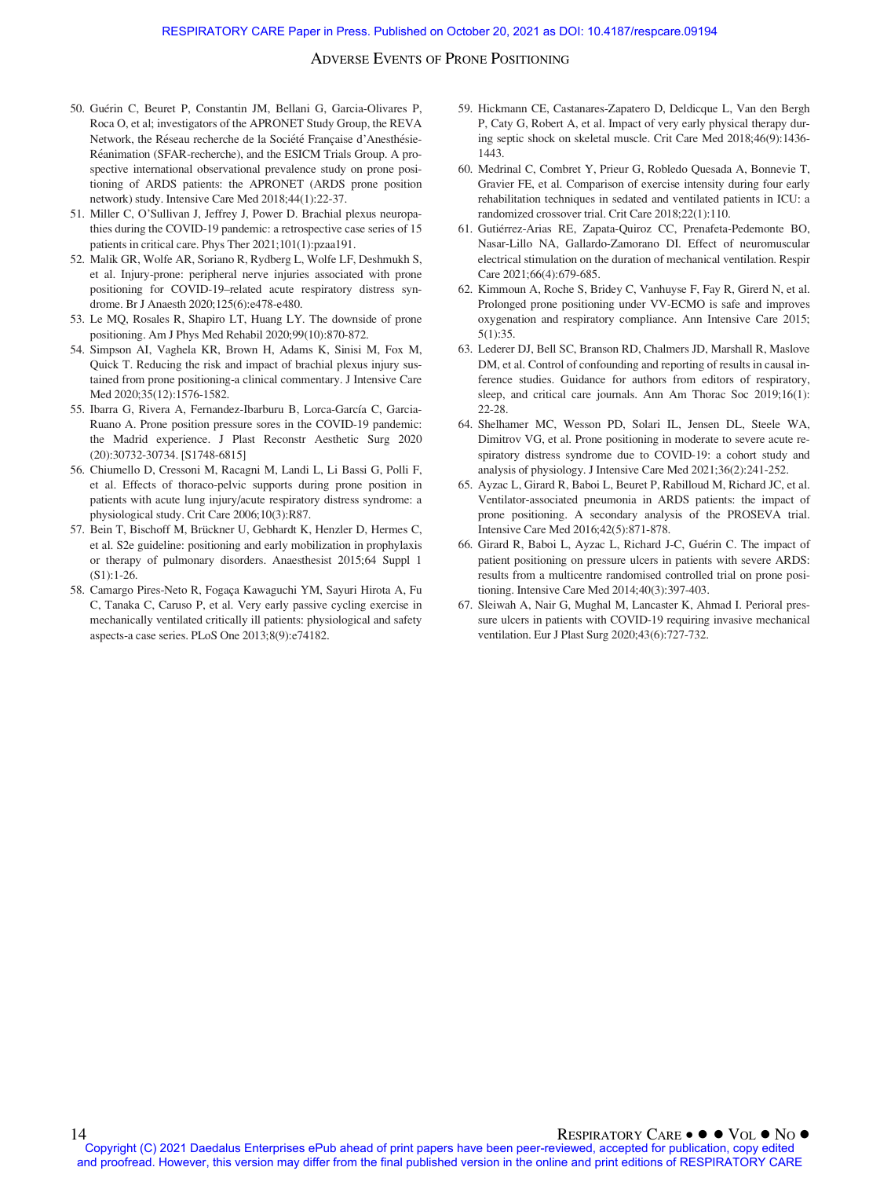50. Guérin C, Beuret P, Constantin JM, Bellani G, Garcia-Olivares P, Roca O, et al; investigators of the APRONET Study Group, the REVA Network, the Réseau recherche de la Société Française d'Anesthésie-Réanimation (SFAR-recherche), and the ESICM Trials Group. A prospective international observational prevalence study on prone positioning of ARDS patients: the APRONET (ARDS prone position network) study. Intensive Care Med 2018;44(1):22-37.
51. Miller C, O'Sullivan J, Jeffrey J, Power D. Brachial plexus neuropathies during the COVID-19 pandemic: a retrospective case series of 15 patients in critical care. Phys Ther 2021;101(1):pzaa191.
52. Malik GR, Wolfe AR, Soriano R, Rydberg L, Wolfe LF, Deshmukh S, et al. Injury-prone: peripheral nerve injuries associated with prone positioning for COVID-19–related acute respiratory distress syndrome. Br J Anaesth 2020;125(6):e478-e480.
53. Le MQ, Rosales R, Shapiro LT, Huang LY. The downside of prone positioning. Am J Phys Med Rehabil 2020;99(10):870-872.
54. Simpson AI, Vaghela KR, Brown H, Adams K, Sinisi M, Fox M, Quick T. Reducing the risk and impact of brachial plexus injury sustained from prone positioning-a clinical commentary. J Intensive Care Med 2020;35(12):1576-1582.
55. Ibarra G, Rivera A, Fernandez-Ibarburu B, Lorca-García C, Garcia-Ruano A. Prone position pressure sores in the COVID-19 pandemic: the Madrid experience. J Plast Reconstr Aesthetic Surg 2020 (20):30732-30734. [S1748-6815]
56. Chiumello D, Cressoni M, Racagni M, Landi L, Li Bassi G, Polli F, et al. Effects of thoraco-pelvic supports during prone position in patients with acute lung injury/acute respiratory distress syndrome: a physiological study. Crit Care 2006;10(3):R87.
57. Bein T, Bischoff M, Brückner U, Gebhardt K, Henzler D, Hermes C, et al. S2e guideline: positioning and early mobilization in prophylaxis or therapy of pulmonary disorders. Anaesthesist 2015;64 Suppl 1 (S1):1-26.
58. Camargo Pires-Neto R, Fogaça Kawaguchi YM, Sayuri Hirota A, Fu C, Tanaka C, Caruso P, et al. Very early passive cycling exercise in mechanically ventilated critically ill patients: physiological and safety aspects-a case series. PLoS One 2013;8(9):e74182.
59. Hickmann CE, Castanares-Zapatero D, Deldicque L, Van den Bergh P, Caty G, Robert A, et al. Impact of very early physical therapy during septic shock on skeletal muscle. Crit Care Med 2018;46(9):1436-1443.
60. Medrinal C, Combret Y, Prieur G, Robledo Quesada A, Bonnevie T, Gravier FE, et al. Comparison of exercise intensity during four early rehabilitation techniques in sedated and ventilated patients in ICU: a randomized crossover trial. Crit Care 2018;22(1):110.
61. Gutiérrez-Arias RE, Zapata-Quiroz CC, Prenafeta-Pedemonte BO, Nasar-Lillo NA, Gallardo-Zamorano DI. Effect of neuromuscular electrical stimulation on the duration of mechanical ventilation. Respir Care 2021;66(4):679-685.
62. Kimmoun A, Roche S, Bridey C, Vanhuyse F, Fay R, Girerd N, et al. Prolonged prone positioning under VV-ECMO is safe and improves oxygenation and respiratory compliance. Ann Intensive Care 2015; 5(1):35.
63. Lederer DJ, Bell SC, Branson RD, Chalmers JD, Marshall R, Maslove DM, et al. Control of confounding and reporting of results in causal inference studies. Guidance for authors from editors of respiratory, sleep, and critical care journals. Ann Am Thorac Soc 2019;16(1): 22-28.
64. Shelhamer MC, Wesson PD, Solari IL, Jensen DL, Steele WA, Dimitrov VG, et al. Prone positioning in moderate to severe acute respiratory distress syndrome due to COVID-19: a cohort study and analysis of physiology. J Intensive Care Med 2021;36(2):241-252.
65. Ayzac L, Girard R, Baboi L, Beuret P, Rabilloud M, Richard JC, et al. Ventilator-associated pneumonia in ARDS patients: the impact of prone positioning. A secondary analysis of the PROSEVA trial. Intensive Care Med 2016;42(5):871-878.
66. Girard R, Baboi L, Ayzac L, Richard J-C, Guérin C. The impact of patient positioning on pressure ulcers in patients with severe ARDS: results from a multicentre randomised controlled trial on prone positioning. Intensive Care Med 2014;40(3):397-403.
67. Sleiwah A, Nair G, Mughal M, Lancaster K, Ahmad I. Perioral pressure ulcers in patients with COVID-19 requiring invasive mechanical ventilation. Eur J Plast Surg 2020;43(6):727-732.